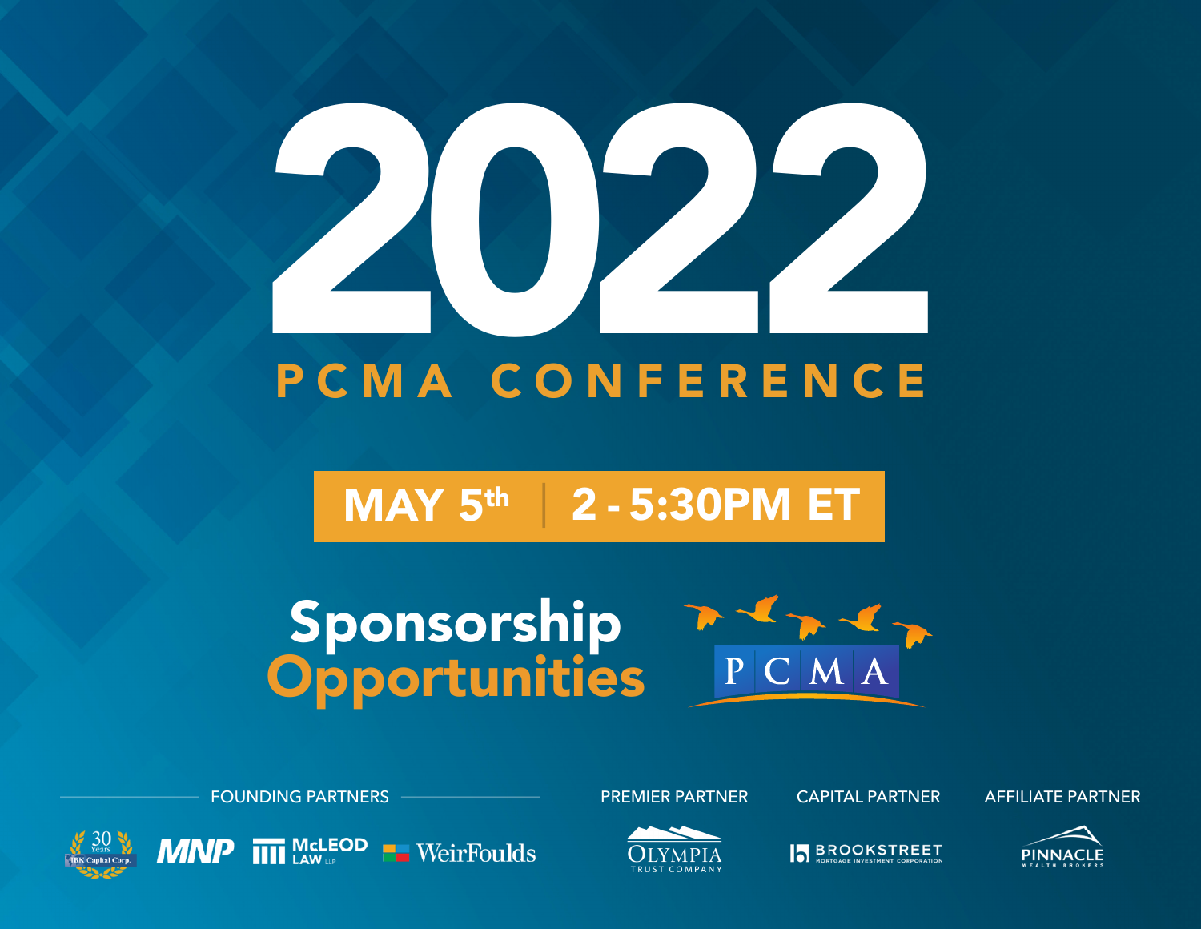# 2022

## PCMA CONFERENCE

**MAY 5th | 2 - 5:30PM ET**

# Sponsorship Opportunities

PCMA

FOUNDING PARTNERS

30 Years IBK Capital Corp. | MNP | McLEOD LAW LLP | WeirFoulds

PREMIER PARTNER

OLYMPIA TRUST COMPANY

CAPITAL PARTNER

BROOKSTREET MORTGAGE INVESTMENT CORPORATION

AFFILIATE PARTNER

PINNACLE WEALTH BROKERS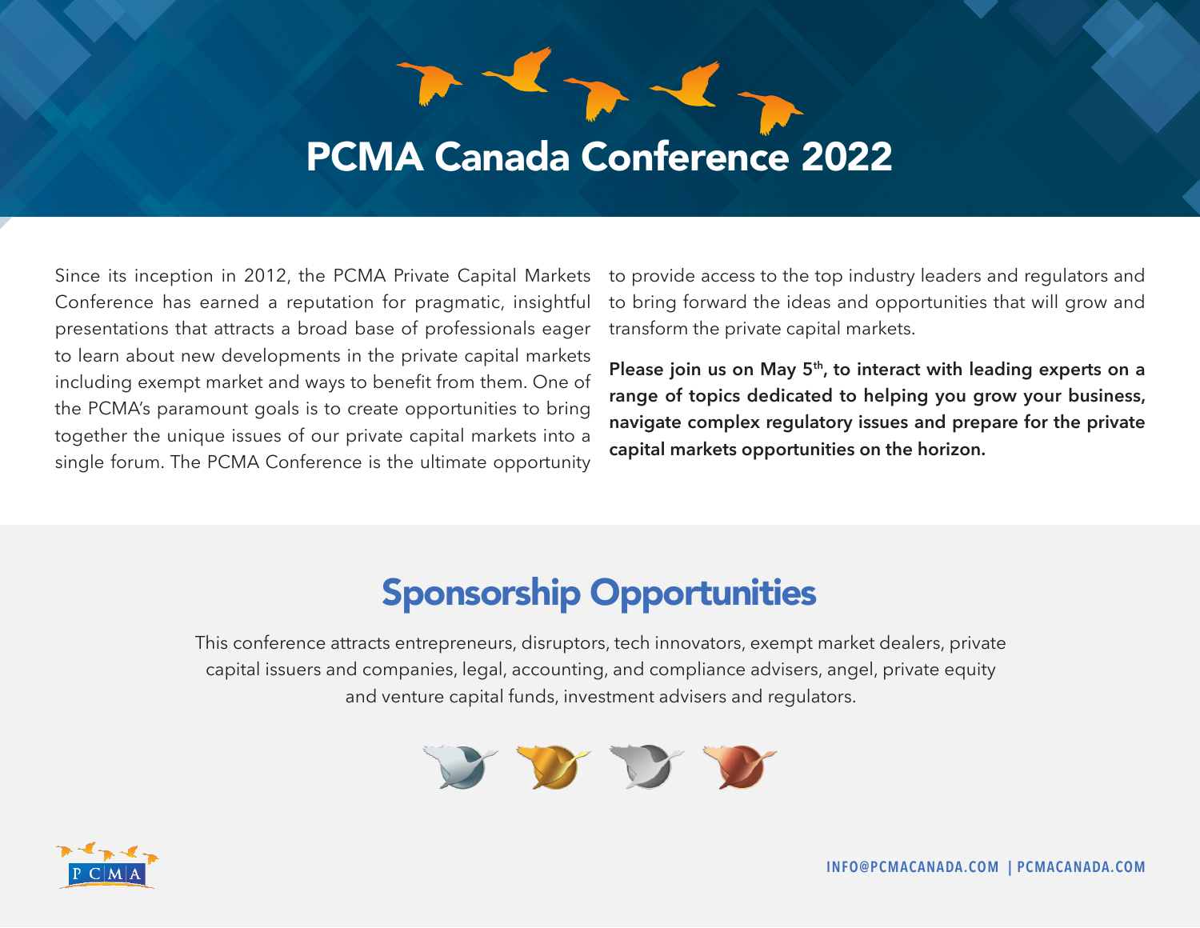# PCMA Canada Conference 2022

Since its inception in 2012, the PCMA Private Capital Markets Conference has earned a reputation for pragmatic, insightful presentations that attracts a broad base of professionals eager to learn about new developments in the private capital markets including exempt market and ways to benefit from them. One of the PCMA's paramount goals is to create opportunities to bring together the unique issues of our private capital markets into a single forum. The PCMA Conference is the ultimate opportunity to provide access to the top industry leaders and regulators and to bring forward the ideas and opportunities that will grow and transform the private capital markets.

**Please join us on May 5th, to interact with leading experts on a range of topics dedicated to helping you grow your business, navigate complex regulatory issues and prepare for the private capital markets opportunities on the horizon.**

## Sponsorship Opportunities

This conference attracts entrepreneurs, disruptors, tech innovators, exempt market dealers, private capital issuers and companies, legal, accounting, and compliance advisers, angel, private equity and venture capital funds, investment advisers and regulators.

INFO@PCMACANADA.COM | PCMACANADA.COM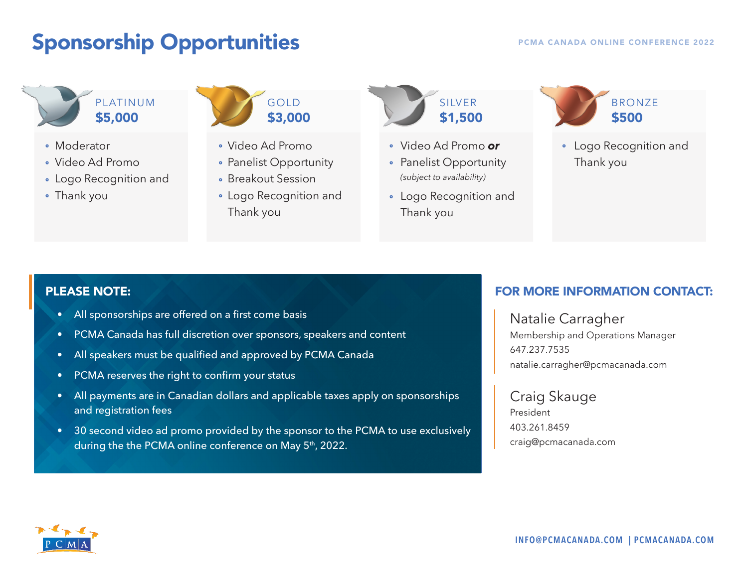# Sponsorship Opportunities

PCMA CANADA ONLINE CONFERENCE 2022

## PLATINUM
**$5,000**

- Moderator
- Video Ad Promo
- Logo Recognition and
- Thank you

## GOLD
**$3,000**

- Video Ad Promo
- Panelist Opportunity
- Breakout Session
- Logo Recognition and Thank you

## SILVER
**$1,500**

- Video Ad Promo ***or***
- Panelist Opportunity *(subject to availability)*
- Logo Recognition and Thank you

## BRONZE
**$500**

- Logo Recognition and Thank you

## PLEASE NOTE:

- All sponsorships are offered on a first come basis
- PCMA Canada has full discretion over sponsors, speakers and content
- All speakers must be qualified and approved by PCMA Canada
- PCMA reserves the right to confirm your status
- All payments are in Canadian dollars and applicable taxes apply on sponsorships and registration fees
- 30 second video ad promo provided by the sponsor to the PCMA to use exclusively during the the PCMA online conference on May 5th, 2022.

## FOR MORE INFORMATION CONTACT:

Natalie Carragher
Membership and Operations Manager
647.237.7535
natalie.carragher@pcmacanada.com

Craig Skauge
President
403.261.8459
craig@pcmacanada.com

PCMA

INFO@PCMACANADA.COM | PCMACANADA.COM